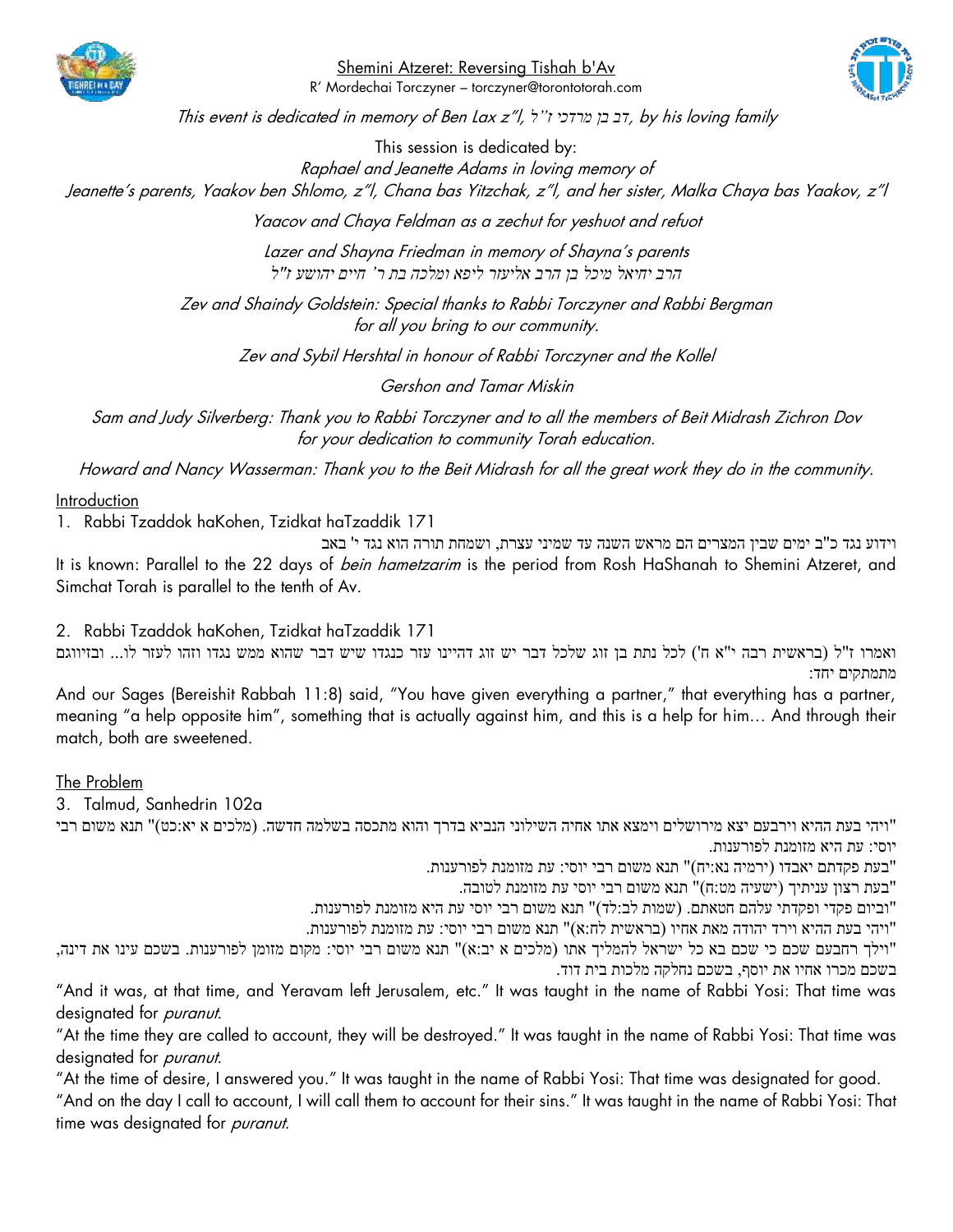# Shemini Atzeret: Reversing Tishah b'Av

R' Mordechai Torczyner – torczyner@torontotorah.com

*This event is dedicated in memory of Ben Lax z"l, דב בן מרדכי ז"ל, by his loving family*

This session is dedicated by:

*Raphael and Jeanette Adams in loving memory of Jeanette's parents, Yaakov ben Shlomo, z"l, Chana bas Yitzchak, z"l, and her sister, Malka Chaya bas Yaakov, z"l*

*Yaacov and Chaya Feldman as a zechut for yeshuot and refuot*

*Lazer and Shayna Friedman in memory of Shayna's parents*
*הרב יחיאל מיכל בן הרב אליעזר ליפא ומלכה בת ר' חיים יהושע ז"ל*

*Zev and Shaindy Goldstein: Special thanks to Rabbi Torczyner and Rabbi Bergman for all you bring to our community.*

*Zev and Sybil Hershtal in honour of Rabbi Torczyner and the Kollel*

*Gershon and Tamar Miskin*

*Sam and Judy Silverberg: Thank you to Rabbi Torczyner and to all the members of Beit Midrash Zichron Dov for your dedication to community Torah education.*

*Howard and Nancy Wasserman: Thank you to the Beit Midrash for all the great work they do in the community.*

## Introduction

1. Rabbi Tzaddok haKohen, Tzidkat haTzaddik 171

וידוע נגד כ"ב ימים שבין המצרים הם מראש השנה עד שמיני עצרת, ושמחת תורה הוא נגד י' באב

It is known: Parallel to the 22 days of *bein hametzarim* is the period from Rosh HaShanah to Shemini Atzeret, and Simchat Torah is parallel to the tenth of Av.

2. Rabbi Tzaddok haKohen, Tzidkat haTzaddik 171

ואמרו ז"ל (בראשית רבה י"א ח') לכל נתת בן זוג שלכל דבר יש זוג דהיינו עזר כנגדו שיש דבר שהוא ממש נגדו וזהו לעזר לו... ובזיווגם מתמתקים יחד:

And our Sages (Bereishit Rabbah 11:8) said, "You have given everything a partner," that everything has a partner, meaning "a help opposite him", something that is actually against him, and this is a help for him… And through their match, both are sweetened.

## The Problem

3. Talmud, Sanhedrin 102a

"ויהי בעת ההיא וירבעם יצא מירושלים וימצא אתו אחיה השילוני הנביא בדרך והוא מתכסה בשלמה חדשה. (מלכים א יא:כט)" תנא משום רבי יוסי: עת היא מזומנת לפורענות.

"בעת פקדתם יאבדו (ירמיה נא:יח)" תנא משום רבי יוסי: עת מזומנת לפורענות.

"בעת רצון עניתיך (ישעיה מט:ח)" תנא משום רבי יוסי עת מזומנת לטובה.

"וביום פקדי ופקדתי עלהם חטאתם. (שמות לב:לד)" תנא משום רבי יוסי עת היא מזומנת לפורענות.

"ויהי בעת ההיא וירד יהודה מאת אחיו (בראשית לח:א)" תנא משום רבי יוסי: עת מזומנת לפורענות.

"וילך רחבעם שכם כי שכם בא כל ישראל להמליך אתו (מלכים א יב:א)" תנא משום רבי יוסי: מקום מזומן לפורענות. בשכם עינו את דינה, בשכם מכרו אחיו את יוסף, בשכם נחלקה מלכות בית דוד.

"And it was, at that time, and Yeravam left Jerusalem, etc." It was taught in the name of Rabbi Yosi: That time was designated for *puranut*.

"At the time they are called to account, they will be destroyed." It was taught in the name of Rabbi Yosi: That time was designated for *puranut*.

"At the time of desire, I answered you." It was taught in the name of Rabbi Yosi: That time was designated for good.

"And on the day I call to account, I will call them to account for their sins." It was taught in the name of Rabbi Yosi: That time was designated for *puranut*.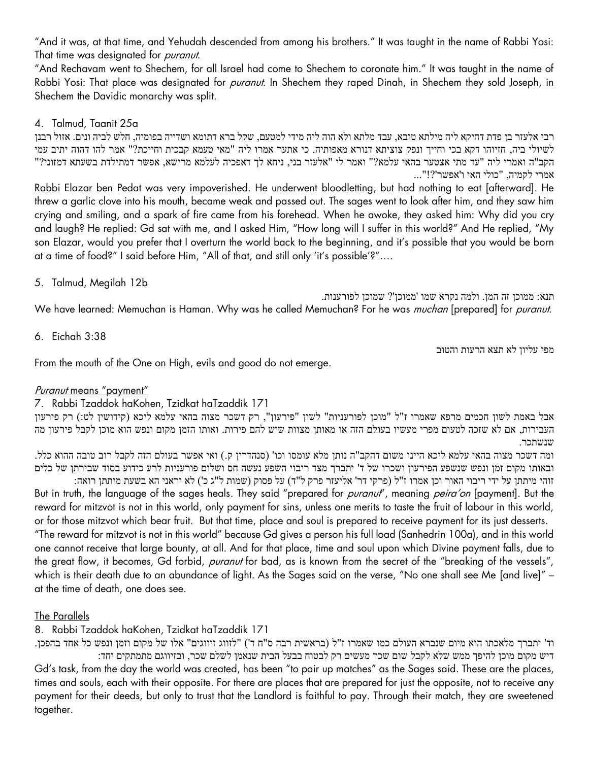"And it was, at that time, and Yehudah descended from among his brothers." It was taught in the name of Rabbi Yosi: That time was designated for *puranut*.

"And Rechavam went to Shechem, for all Israel had come to Shechem to coronate him." It was taught in the name of Rabbi Yosi: That place was designated for *puranut*. In Shechem they raped Dinah, in Shechem they sold Joseph, in Shechem the Davidic monarchy was split.

4. Talmud, Taanit 25a

רבי אלעזר בן פדת דחיקא ליה מילתא טובא, עבד מלתא ולא הוה ליה מידי למטעם, שקל ברא דתומא ושדייה בפומיה, חלש לביה ונים. אזול רבנן לשיולי ביה, חזיוהו דקא בכי וחייך ונפק צוציתא דנורא מאפותיה. כי אתער אמרו ליה "מאי טעמא קבכית וחייכת?" אמר להו דהוה יתיב עמי הקב"ה ואמרי ליה "עד מתי אצטער בהאי עלמא?" ואמר לי "אלעזר בני, ניחא לך דאפכיה לעלמא מרישא, אפשר דמתילדת בשעתא דמזוני?" אמרי לקמיה, "כולי האי ו'אפשר'?!"...

Rabbi Elazar ben Pedat was very impoverished. He underwent bloodletting, but had nothing to eat [afterward]. He threw a garlic clove into his mouth, became weak and passed out. The sages went to look after him, and they saw him crying and smiling, and a spark of fire came from his forehead. When he awoke, they asked him: Why did you cry and laugh? He replied: Gd sat with me, and I asked Him, "How long will I suffer in this world?" And He replied, "My son Elazar, would you prefer that I overturn the world back to the beginning, and it's possible that you would be born at a time of food?" I said before Him, "All of that, and still only 'it's possible'?"....

5. Talmud, Megilah 12b

תנא: ממוכן זה המן. ולמה נקרא שמו 'ממוכן'? שמוכן לפורענות.

We have learned: Memuchan is Haman. Why was he called Memuchan? For he was *muchan* [prepared] for *puranut*.

6. Eichah 3:38

מפי עליון לא תצא הרעות והטוב

From the mouth of the One on High, evils and good do not emerge.

## *Puranut* means "payment"

7. Rabbi Tzaddok haKohen, Tzidkat haTzaddik 171

אבל באמת לשון חכמים מרפא שאמרו ז"ל "מוכן לפורעניות" לשון "פירעון", רק דשכר מצוה בהאי עלמא ליכא (קידושין לט:) רק פירעון העבירות, אם לא שזכה לטעום מפרי מעשיו בעולם הזה או מאותן מצוות שיש להם פירות. ואותו הזמן מקום ונפש הוא מוכן לקבל פירעון מה שנשתכר.

ומה דשכר מצוה בהאי עלמא ליכא היינו משום דהקב"ה נותן מלא עומסו וכו' (סנהדרין ק.) ואי אפשר בעולם הזה לקבל רוב טובה ההוא כלל. ובאותו מקום זמן ונפש שנשפע הפירעון ושכרו של ד' יתברך מצד ריבוי השפע נעשה חס ושלום פורעניות לרע כידוע בסוד שבירתן של כלים זוהי מיתתן על ידי ריבוי האור וכן אמרו ז"ל (פרקי דר' אליעזר פרק ל"ד) על פסוק (שמות ל"ג כ') לא יראני הא בשעת מיתתן רואה:

But in truth, the language of the sages heals. They said "prepared for *puranut*", meaning *peira'on* [payment]. But the reward for mitzvot is not in this world, only payment for sins, unless one merits to taste the fruit of labour in this world, or for those mitzvot which bear fruit. But that time, place and soul is prepared to receive payment for its just desserts.

"The reward for mitzvot is not in this world" because Gd gives a person his full load (Sanhedrin 100a), and in this world one cannot receive that large bounty, at all. And for that place, time and soul upon which Divine payment falls, due to the great flow, it becomes, Gd forbid, *puranut* for bad, as is known from the secret of the "breaking of the vessels", which is their death due to an abundance of light. As the Sages said on the verse, "No one shall see Me [and live]" – at the time of death, one does see.

## The Parallels

8. Rabbi Tzaddok haKohen, Tzidkat haTzaddik 171

וד' יתברך מלאכתו הוא מיום שנברא העולם כמו שאמרו ז"ל (בראשית רבה ס"ח ד') "לזווג זיווגים" אלו של מקום וזמן ונפש כל אחד בהפכן. דיש מקום מוכן להיפך ממש שלא לקבל שום שכר מעשים רק לבטוח בבעל הבית שנאמן לשלם שכר, ובזיווגם מתמתקים יחד:

Gd's task, from the day the world was created, has been "to pair up matches" as the Sages said. These are the places, times and souls, each with their opposite. For there are places that are prepared for just the opposite, not to receive any payment for their deeds, but only to trust that the Landlord is faithful to pay. Through their match, they are sweetened together.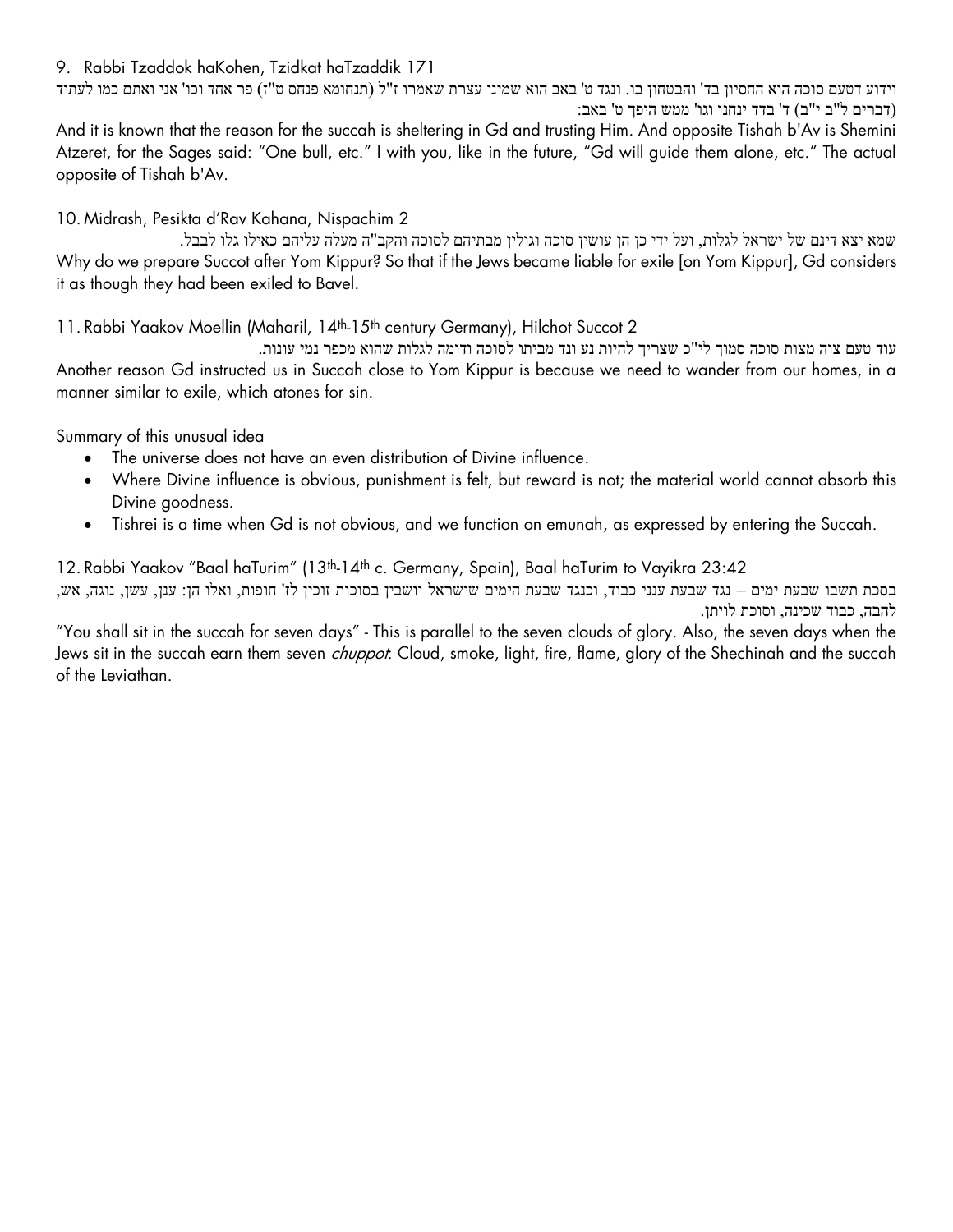9. Rabbi Tzaddok haKohen, Tzidkat haTzaddik 171

וידוע דטעם סוכה הוא החסיון בד' והבטחון בו. ונגד ט' באב הוא שמיני עצרת שאמרו ז"ל (תנחומא פנחס ט"ז) פר אחד וכו' אני ואתם כמו לעתיד (דברים ל"ב י"ב) ד' בדד ינחנו וגו' ממש היפך ט' באב:

And it is known that the reason for the succah is sheltering in Gd and trusting Him. And opposite Tishah b'Av is Shemini Atzeret, for the Sages said: "One bull, etc." I with you, like in the future, "Gd will guide them alone, etc." The actual opposite of Tishah b'Av.

10. Midrash, Pesikta d'Rav Kahana, Nispachim 2

שמא יצא דינם של ישראל לגלות, ועל ידי כן הן עושין סוכה וגולין מבתיהם לסוכה והקב"ה מעלה עליהם כאילו גלו לבבל.

Why do we prepare Succot after Yom Kippur? So that if the Jews became liable for exile [on Yom Kippur], Gd considers it as though they had been exiled to Bavel.

11. Rabbi Yaakov Moellin (Maharil, 14th-15th century Germany), Hilchot Succot 2

עוד טעם צוה מצות סוכה סמוך לי"כ שצריך להיות נע ונד מביתו לסוכה ודומה לגלות שהוא מכפר נמי עונות.

Another reason Gd instructed us in Succah close to Yom Kippur is because we need to wander from our homes, in a manner similar to exile, which atones for sin.

Summary of this unusual idea

- The universe does not have an even distribution of Divine influence.
- Where Divine influence is obvious, punishment is felt, but reward is not; the material world cannot absorb this Divine goodness.
- Tishrei is a time when Gd is not obvious, and we function on emunah, as expressed by entering the Succah.

12. Rabbi Yaakov "Baal haTurim" (13th-14th c. Germany, Spain), Baal haTurim to Vayikra 23:42

בסכת תשבו שבעת ימים – נגד שבעת ענני כבוד, וכנגד שבעת הימים שישראל יושבין בסוכות זוכין לז' חופות, ואלו הן: ענן, עשן, נוגה, אש, להבה, כבוד שכינה, וסוכת לויתן.

"You shall sit in the succah for seven days" - This is parallel to the seven clouds of glory. Also, the seven days when the Jews sit in the succah earn them seven *chuppot*: Cloud, smoke, light, fire, flame, glory of the Shechinah and the succah of the Leviathan.